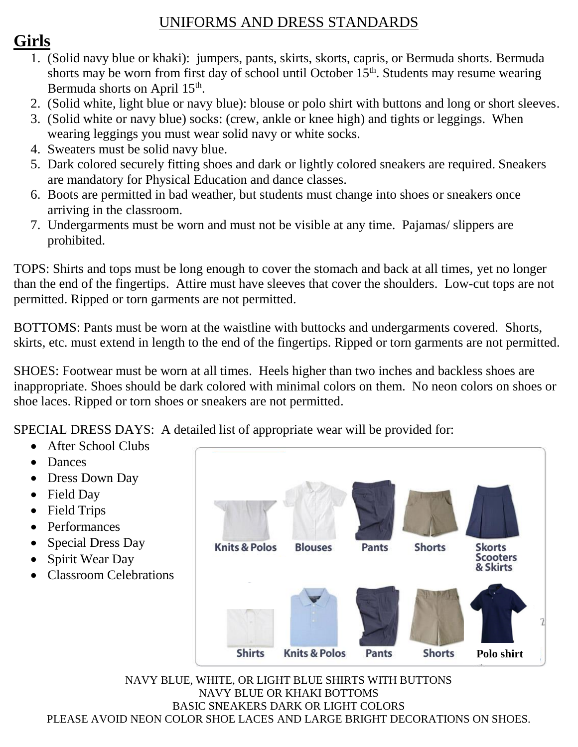# UNIFORMS AND DRESS STANDARDS

## Girls

1. (Solid navy blue or khaki): jumpers, pants, skirts, skorts, capris, or Bermuda shorts. Bermuda shorts may be worn from first day of school until October 15th. Students may resume wearing Bermuda shorts on April 15th.
2. (Solid white, light blue or navy blue): blouse or polo shirt with buttons and long or short sleeves.
3. (Solid white or navy blue) socks: (crew, ankle or knee high) and tights or leggings. When wearing leggings you must wear solid navy or white socks.
4. Sweaters must be solid navy blue.
5. Dark colored securely fitting shoes and dark or lightly colored sneakers are required. Sneakers are mandatory for Physical Education and dance classes.
6. Boots are permitted in bad weather, but students must change into shoes or sneakers once arriving in the classroom.
7. Undergarments must be worn and must not be visible at any time. Pajamas/ slippers are prohibited.

TOPS: Shirts and tops must be long enough to cover the stomach and back at all times, yet no longer than the end of the fingertips. Attire must have sleeves that cover the shoulders. Low-cut tops are not permitted. Ripped or torn garments are not permitted.

BOTTOMS: Pants must be worn at the waistline with buttocks and undergarments covered. Shorts, skirts, etc. must extend in length to the end of the fingertips. Ripped or torn garments are not permitted.

SHOES: Footwear must be worn at all times. Heels higher than two inches and backless shoes are inappropriate. Shoes should be dark colored with minimal colors on them. No neon colors on shoes or shoe laces. Ripped or torn shoes or sneakers are not permitted.

SPECIAL DRESS DAYS: A detailed list of appropriate wear will be provided for:

- After School Clubs
- Dances
- Dress Down Day
- Field Day
- Field Trips
- Performances
- Special Dress Day
- Spirit Wear Day
- Classroom Celebrations

Knits & Polos | Blouses | Pants | Shorts | Skorts Scooters & Skirts

Shirts | Knits & Polos | Pants | Shorts | Polo shirt

NAVY BLUE, WHITE, OR LIGHT BLUE SHIRTS WITH BUTTONS
NAVY BLUE OR KHAKI BOTTOMS
BASIC SNEAKERS DARK OR LIGHT COLORS
PLEASE AVOID NEON COLOR SHOE LACES AND LARGE BRIGHT DECORATIONS ON SHOES.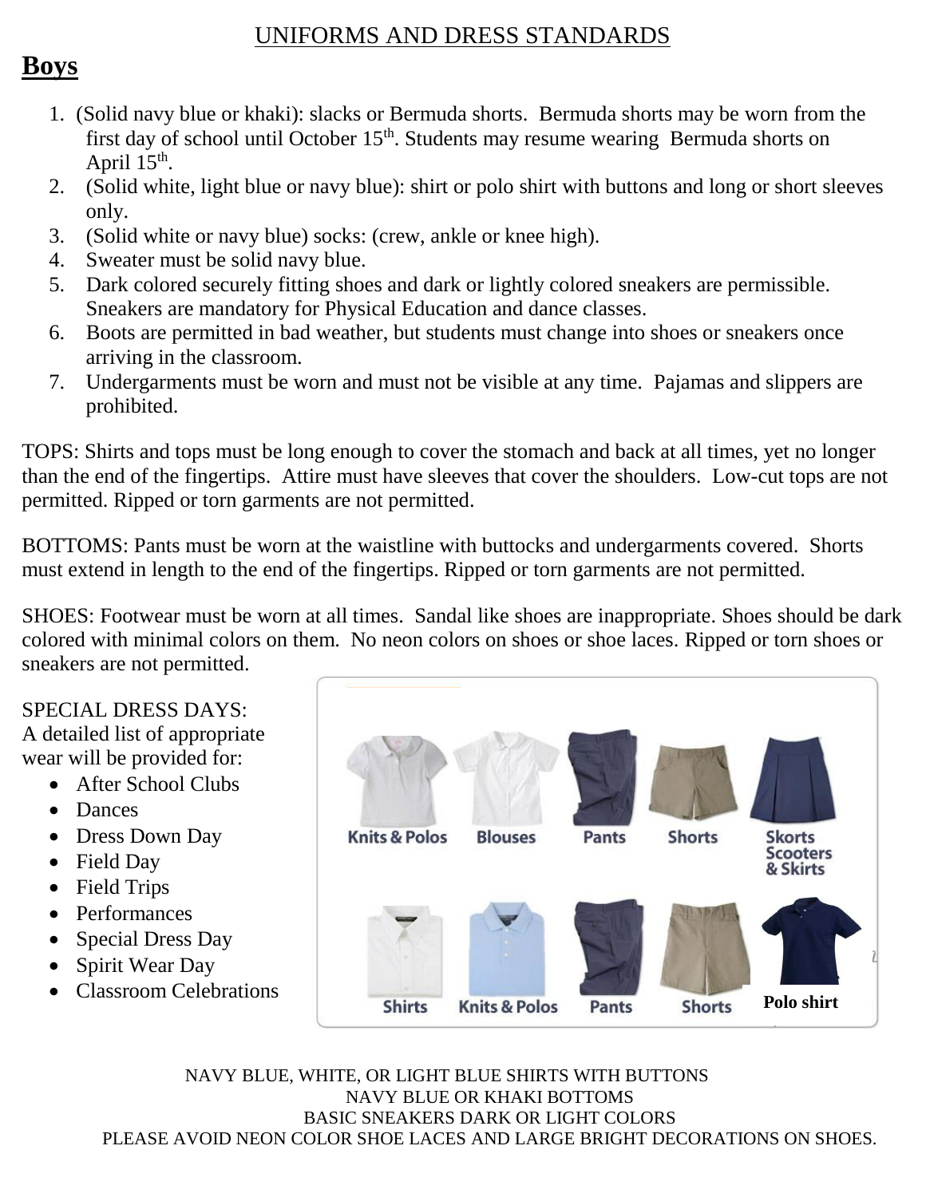UNIFORMS AND DRESS STANDARDS

# Boys

1. (Solid navy blue or khaki): slacks or Bermuda shorts. Bermuda shorts may be worn from the first day of school until October 15th. Students may resume wearing Bermuda shorts on April 15th.
2. (Solid white, light blue or navy blue): shirt or polo shirt with buttons and long or short sleeves only.
3. (Solid white or navy blue) socks: (crew, ankle or knee high).
4. Sweater must be solid navy blue.
5. Dark colored securely fitting shoes and dark or lightly colored sneakers are permissible. Sneakers are mandatory for Physical Education and dance classes.
6. Boots are permitted in bad weather, but students must change into shoes or sneakers once arriving in the classroom.
7. Undergarments must be worn and must not be visible at any time. Pajamas and slippers are prohibited.

TOPS: Shirts and tops must be long enough to cover the stomach and back at all times, yet no longer than the end of the fingertips. Attire must have sleeves that cover the shoulders. Low-cut tops are not permitted. Ripped or torn garments are not permitted.

BOTTOMS: Pants must be worn at the waistline with buttocks and undergarments covered. Shorts must extend in length to the end of the fingertips. Ripped or torn garments are not permitted.

SHOES: Footwear must be worn at all times. Sandal like shoes are inappropriate. Shoes should be dark colored with minimal colors on them. No neon colors on shoes or shoe laces. Ripped or torn shoes or sneakers are not permitted.

SPECIAL DRESS DAYS:
A detailed list of appropriate wear will be provided for:

- After School Clubs
- Dances
- Dress Down Day
- Field Day
- Field Trips
- Performances
- Special Dress Day
- Spirit Wear Day
- Classroom Celebrations

Knits & Polos
Blouses
Pants
Shorts
Skorts Scooters & Skirts
Shirts
Knits & Polos
Pants
Shorts
Polo shirt

NAVY BLUE, WHITE, OR LIGHT BLUE SHIRTS WITH BUTTONS
NAVY BLUE OR KHAKI BOTTOMS
BASIC SNEAKERS DARK OR LIGHT COLORS
PLEASE AVOID NEON COLOR SHOE LACES AND LARGE BRIGHT DECORATIONS ON SHOES.